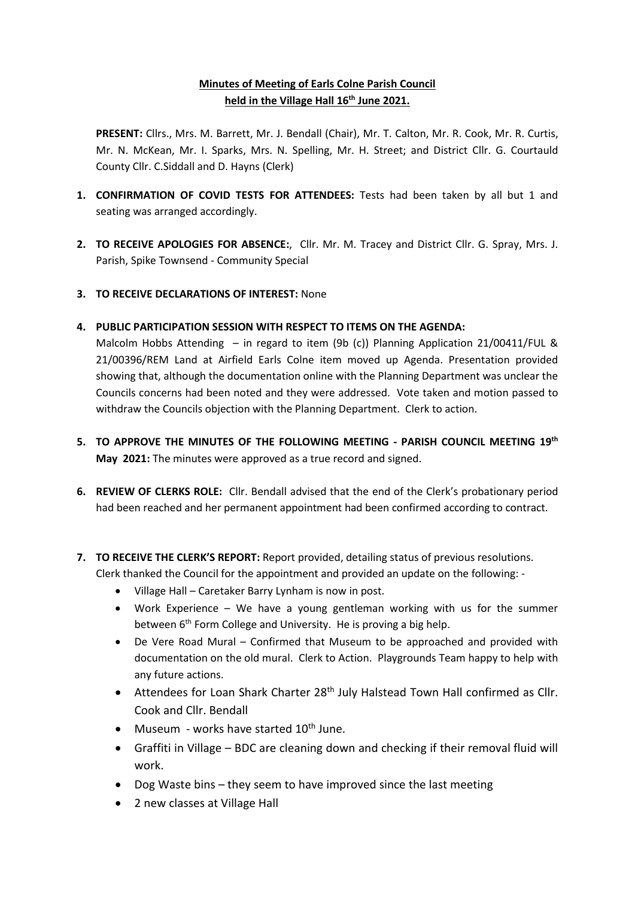**Minutes of Meeting of Earls Colne Parish Council held in the Village Hall 16th June 2021.**

**PRESENT:** Cllrs., Mrs. M. Barrett, Mr. J. Bendall (Chair), Mr. T. Calton, Mr. R. Cook, Mr. R. Curtis, Mr. N. McKean, Mr. I. Sparks, Mrs. N. Spelling, Mr. H. Street; and District Cllr. G. Courtauld County Cllr. C.Siddall and D. Hayns (Clerk)

1. **CONFIRMATION OF COVID TESTS FOR ATTENDEES:** Tests had been taken by all but 1 and seating was arranged accordingly.

2. **TO RECEIVE APOLOGIES FOR ABSENCE:**, Cllr. Mr. M. Tracey and District Cllr. G. Spray, Mrs. J. Parish, Spike Townsend - Community Special

3. **TO RECEIVE DECLARATIONS OF INTEREST:** None

4. **PUBLIC PARTICIPATION SESSION WITH RESPECT TO ITEMS ON THE AGENDA:**
   Malcolm Hobbs Attending – in regard to item (9b (c)) Planning Application 21/00411/FUL & 21/00396/REM Land at Airfield Earls Colne item moved up Agenda. Presentation provided showing that, although the documentation online with the Planning Department was unclear the Councils concerns had been noted and they were addressed. Vote taken and motion passed to withdraw the Councils objection with the Planning Department. Clerk to action.

5. **TO APPROVE THE MINUTES OF THE FOLLOWING MEETING - PARISH COUNCIL MEETING 19th May 2021:** The minutes were approved as a true record and signed.

6. **REVIEW OF CLERKS ROLE:** Cllr. Bendall advised that the end of the Clerk's probationary period had been reached and her permanent appointment had been confirmed according to contract.

7. **TO RECEIVE THE CLERK'S REPORT:** Report provided, detailing status of previous resolutions. Clerk thanked the Council for the appointment and provided an update on the following: -
   - Village Hall – Caretaker Barry Lynham is now in post.
   - Work Experience – We have a young gentleman working with us for the summer between 6th Form College and University. He is proving a big help.
   - De Vere Road Mural – Confirmed that Museum to be approached and provided with documentation on the old mural. Clerk to Action. Playgrounds Team happy to help with any future actions.
   - Attendees for Loan Shark Charter 28th July Halstead Town Hall confirmed as Cllr. Cook and Cllr. Bendall
   - Museum - works have started 10th June.
   - Graffiti in Village – BDC are cleaning down and checking if their removal fluid will work.
   - Dog Waste bins – they seem to have improved since the last meeting
   - 2 new classes at Village Hall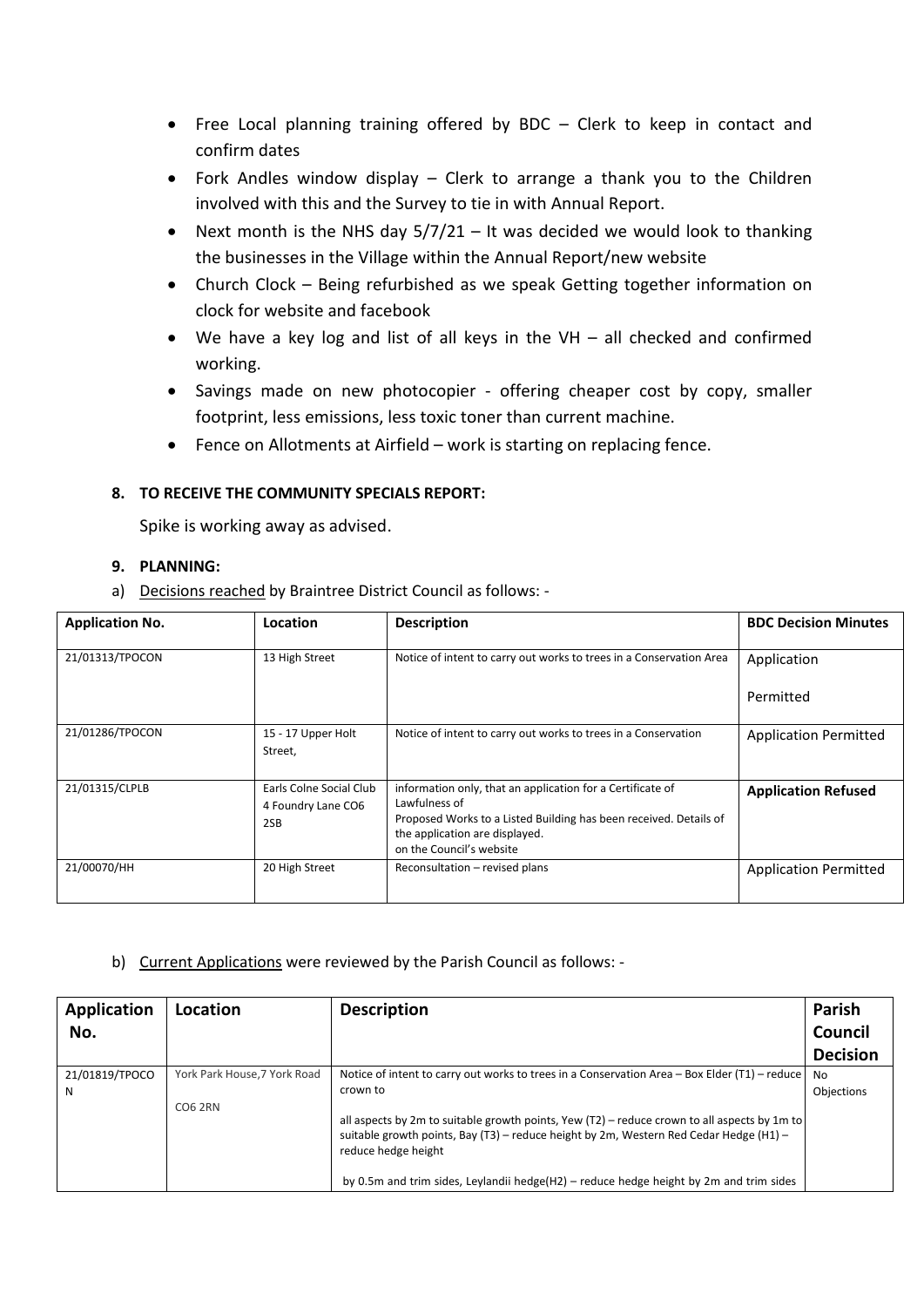- Free Local planning training offered by BDC – Clerk to keep in contact and confirm dates
- Fork Andles window display – Clerk to arrange a thank you to the Children involved with this and the Survey to tie in with Annual Report.
- Next month is the NHS day 5/7/21 – It was decided we would look to thanking the businesses in the Village within the Annual Report/new website
- Church Clock – Being refurbished as we speak Getting together information on clock for website and facebook
- We have a key log and list of all keys in the VH – all checked and confirmed working.
- Savings made on new photocopier - offering cheaper cost by copy, smaller footprint, less emissions, less toxic toner than current machine.
- Fence on Allotments at Airfield – work is starting on replacing fence.

## 8. TO RECEIVE THE COMMUNITY SPECIALS REPORT:

Spike is working away as advised.

## 9. PLANNING:

a) Decisions reached by Braintree District Council as follows: -

| Application No. | Location | Description | BDC Decision Minutes |
|---|---|---|---|
| 21/01313/TPOCON | 13 High Street | Notice of intent to carry out works to trees in a Conservation Area | Application Permitted |
| 21/01286/TPOCON | 15 - 17 Upper Holt Street, | Notice of intent to carry out works to trees in a Conservation | Application Permitted |
| 21/01315/CLPLB | Earls Colne Social Club 4 Foundry Lane CO6 2SB | information only, that an application for a Certificate of Lawfulness of Proposed Works to a Listed Building has been received. Details of the application are displayed. on the Council's website | **Application Refused** |
| 21/00070/HH | 20 High Street | Reconsultation – revised plans | Application Permitted |

b) Current Applications were reviewed by the Parish Council as follows: -

| Application No. | Location | Description | Parish Council Decision |
|---|---|---|---|
| 21/01819/TPOCON | York Park House,7 York Road CO6 2RN | Notice of intent to carry out works to trees in a Conservation Area – Box Elder (T1) – reduce crown to all aspects by 2m to suitable growth points, Yew (T2) – reduce crown to all aspects by 1m to suitable growth points, Bay (T3) – reduce height by 2m, Western Red Cedar Hedge (H1) – reduce hedge height by 0.5m and trim sides, Leylandii hedge(H2) – reduce hedge height by 2m and trim sides | No Objections |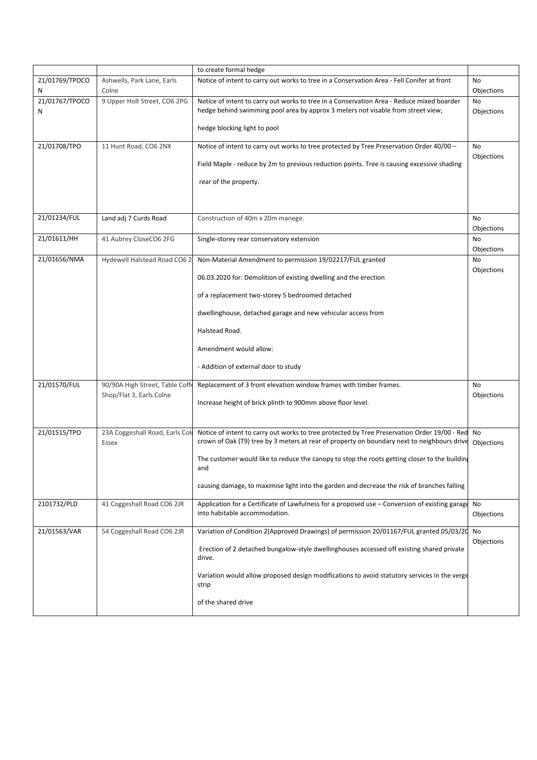|  |  | to create formal hedge |  |
|---|---|---|---|
| 21/01769/TPOCON | Ashwells, Park Lane, Earls Colne | Notice of intent to carry out works to tree in a Conservation Area - Fell Conifer at front | No Objections |
| 21/01767/TPOCON | 9 Upper Holt Street, CO6 2PG | Notice of intent to carry out works to tree in a Conservation Area - Reduce mixed boarder hedge behind swimming pool area by approx 3 meters not visable from street view, hedge blocking light to pool | No Objections |
| 21/01708/TPO | 11 Hunt Road, CO6 2NX | Notice of intent to carry out works to tree protected by Tree Preservation Order 40/00 – Field Maple - reduce by 2m to previous reduction points. Tree is causing excessive shading rear of the property. | No Objections |
| 21/01234/FUL | Land adj 7 Curds Road | Construction of 40m x 20m manege. | No Objections |
| 21/01611/HH | 41 Aubrey CloseCO6 2FG | Single-storey rear conservatory extension | No Objections |
| 21/01656/NMA | Hydewell Halstead Road CO6 2 | Non-Material Amendment to permission 19/02217/FUL granted 06.03.2020 for: Demolition of existing dwelling and the erection of a replacement two-storey 5 bedroomed detached dwellinghouse, detached garage and new vehicular access from Halstead Road. Amendment would allow: - Addition of external door to study | No Objections |
| 21/01570/FUL | 90/90A High Street, Table Coffe Shop/Flat 3, Earls Colne | Replacement of 3 front elevation window frames with timber frames. Increase height of brick plinth to 900mm above floor level. | No Objections |
| 21/01515/TPO | 23A Coggeshall Road, Earls Colı Essex | Notice of intent to carry out works to tree protected by Tree Preservation Order 19/00 - Red crown of Oak (T9) tree by 3 meters at rear of property on boundary next to neighbours drive The customer would like to reduce the canopy to stop the roots getting closer to the building and causing damage, to maximise light into the garden and decrease the risk of branches falling | No Objections |
| 2101732/PLD | 41 Coggeshall Road CO6 2JR | Application for a Certificate of Lawfulness for a proposed use – Conversion of existing garage into habitable accommodation. | No Objections |
| 21/01563/VAR | 54 Coggeshall Road CO6 2JR | Variation of Condition 2(Approved Drawings) of permission 20/01167/FUL granted 05/03/20 Erection of 2 detached bungalow-style dwellinghouses accessed off existing shared private drive. Variation would allow proposed design modifications to avoid statutory services in the verge strip of the shared drive | No Objections |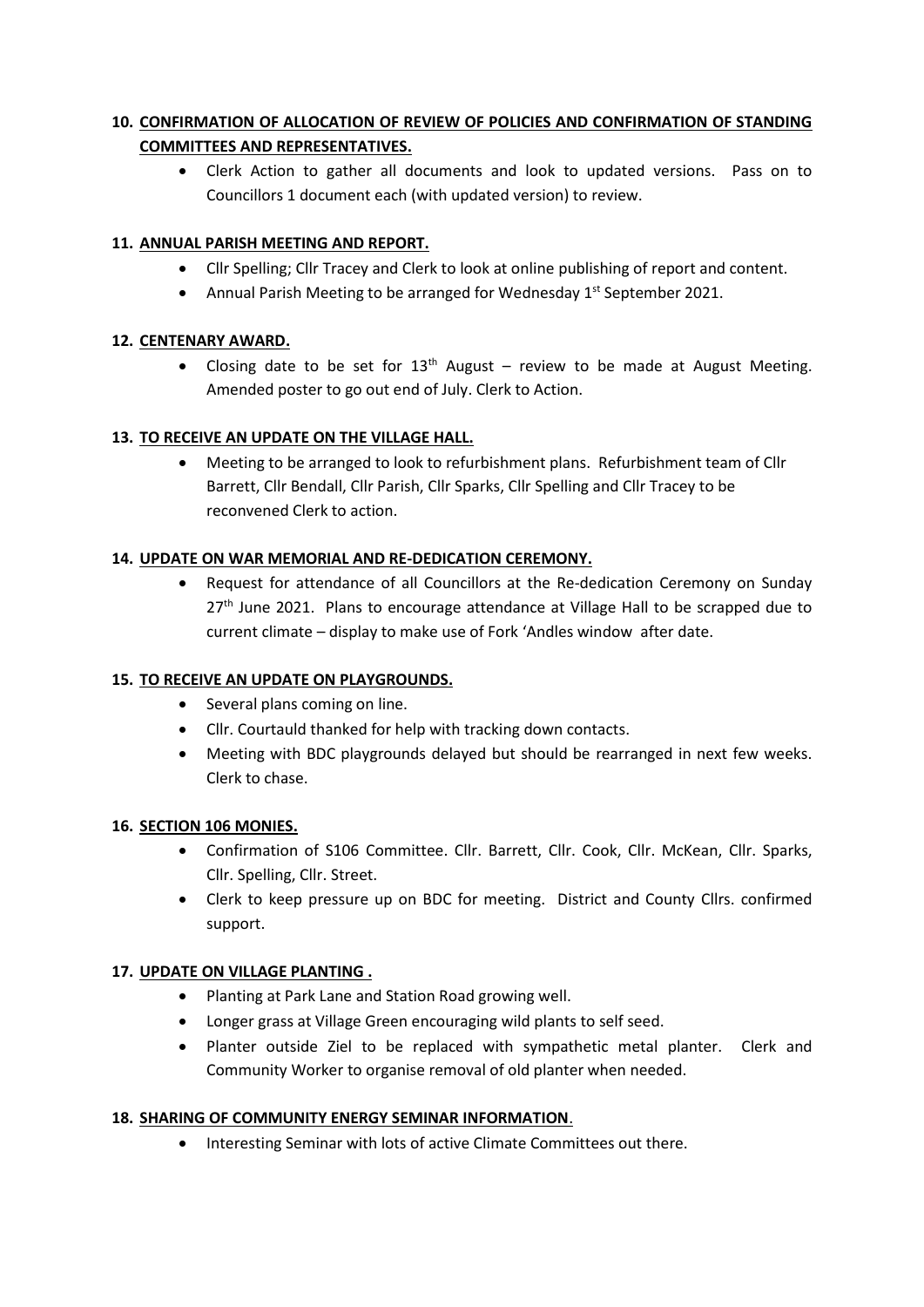10. **CONFIRMATION OF ALLOCATION OF REVIEW OF POLICIES AND CONFIRMATION OF STANDING COMMITTEES AND REPRESENTATIVES.**
    - Clerk Action to gather all documents and look to updated versions. Pass on to Councillors 1 document each (with updated version) to review.

11. **ANNUAL PARISH MEETING AND REPORT.**
    - Cllr Spelling; Cllr Tracey and Clerk to look at online publishing of report and content.
    - Annual Parish Meeting to be arranged for Wednesday 1st September 2021.

12. **CENTENARY AWARD.**
    - Closing date to be set for 13th August – review to be made at August Meeting. Amended poster to go out end of July. Clerk to Action.

13. **TO RECEIVE AN UPDATE ON THE VILLAGE HALL.**
    - Meeting to be arranged to look to refurbishment plans. Refurbishment team of Cllr Barrett, Cllr Bendall, Cllr Parish, Cllr Sparks, Cllr Spelling and Cllr Tracey to be reconvened Clerk to action.

14. **UPDATE ON WAR MEMORIAL AND RE-DEDICATION CEREMONY.**
    - Request for attendance of all Councillors at the Re-dedication Ceremony on Sunday 27th June 2021. Plans to encourage attendance at Village Hall to be scrapped due to current climate – display to make use of Fork 'Andles window after date.

15. **TO RECEIVE AN UPDATE ON PLAYGROUNDS.**
    - Several plans coming on line.
    - Cllr. Courtauld thanked for help with tracking down contacts.
    - Meeting with BDC playgrounds delayed but should be rearranged in next few weeks. Clerk to chase.

16. **SECTION 106 MONIES.**
    - Confirmation of S106 Committee. Cllr. Barrett, Cllr. Cook, Cllr. McKean, Cllr. Sparks, Cllr. Spelling, Cllr. Street.
    - Clerk to keep pressure up on BDC for meeting. District and County Cllrs. confirmed support.

17. **UPDATE ON VILLAGE PLANTING .**
    - Planting at Park Lane and Station Road growing well.
    - Longer grass at Village Green encouraging wild plants to self seed.
    - Planter outside Ziel to be replaced with sympathetic metal planter. Clerk and Community Worker to organise removal of old planter when needed.

18. **SHARING OF COMMUNITY ENERGY SEMINAR INFORMATION**.
    - Interesting Seminar with lots of active Climate Committees out there.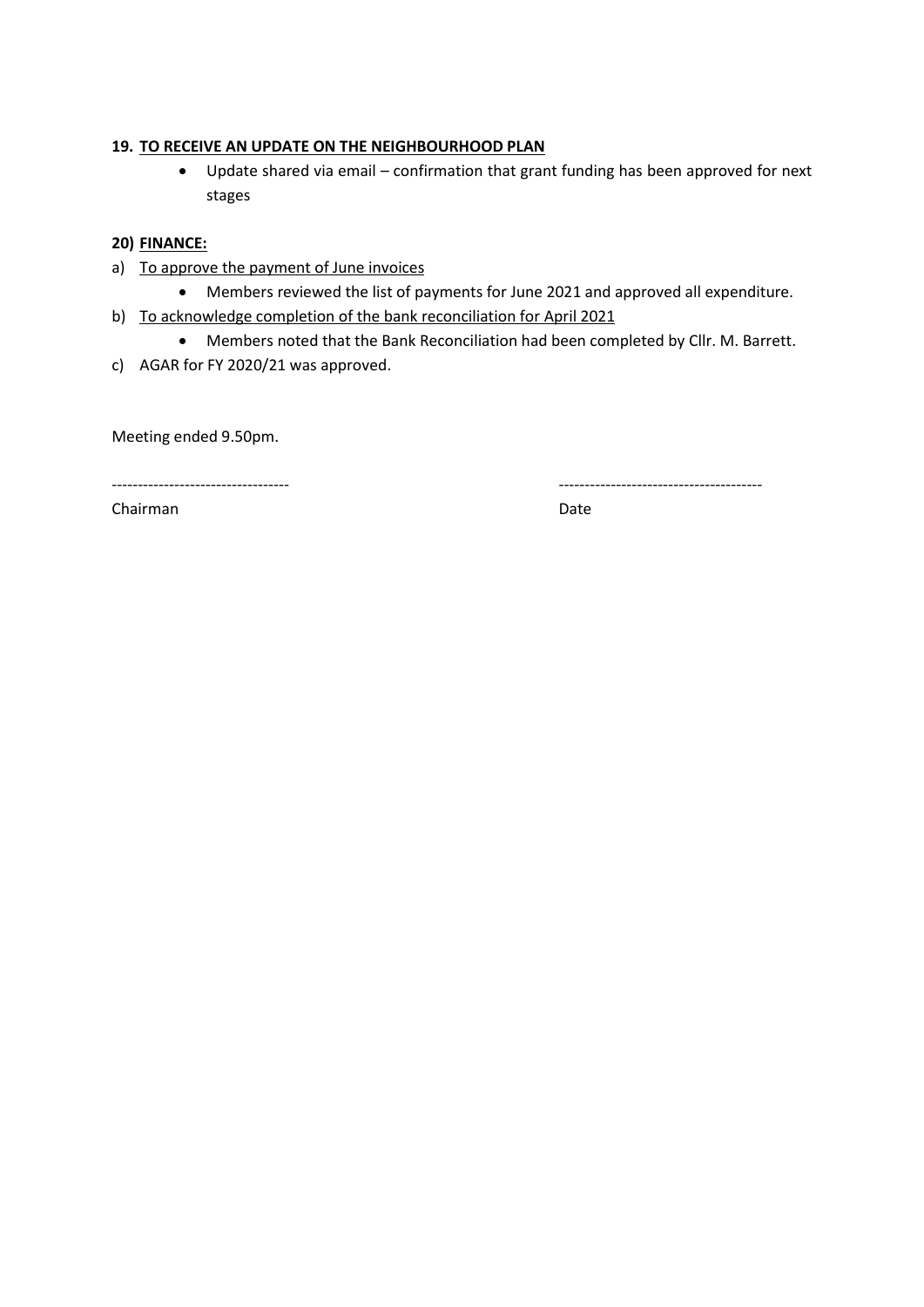**19. <u>TO RECEIVE AN UPDATE ON THE NEIGHBOURHOOD PLAN</u>**

- Update shared via email – confirmation that grant funding has been approved for next stages

**20) <u>FINANCE:</u>**

a) <u>To approve the payment of June invoices</u>
   - Members reviewed the list of payments for June 2021 and approved all expenditure.

b) <u>To acknowledge completion of the bank reconciliation for April 2021</u>
   - Members noted that the Bank Reconciliation had been completed by Cllr. M. Barrett.

c) AGAR for FY 2020/21 was approved.

Meeting ended 9.50pm.

---------------------------------- &nbsp;&nbsp;&nbsp;&nbsp;&nbsp;&nbsp;&nbsp;&nbsp;&nbsp;&nbsp;&nbsp;&nbsp; ---------------------------------------

Chairman &nbsp;&nbsp;&nbsp;&nbsp;&nbsp;&nbsp;&nbsp;&nbsp;&nbsp;&nbsp;&nbsp;&nbsp;&nbsp;&nbsp;&nbsp;&nbsp;&nbsp;&nbsp;&nbsp;&nbsp;&nbsp;&nbsp;&nbsp;&nbsp;&nbsp;&nbsp;&nbsp;&nbsp;&nbsp;&nbsp; Date